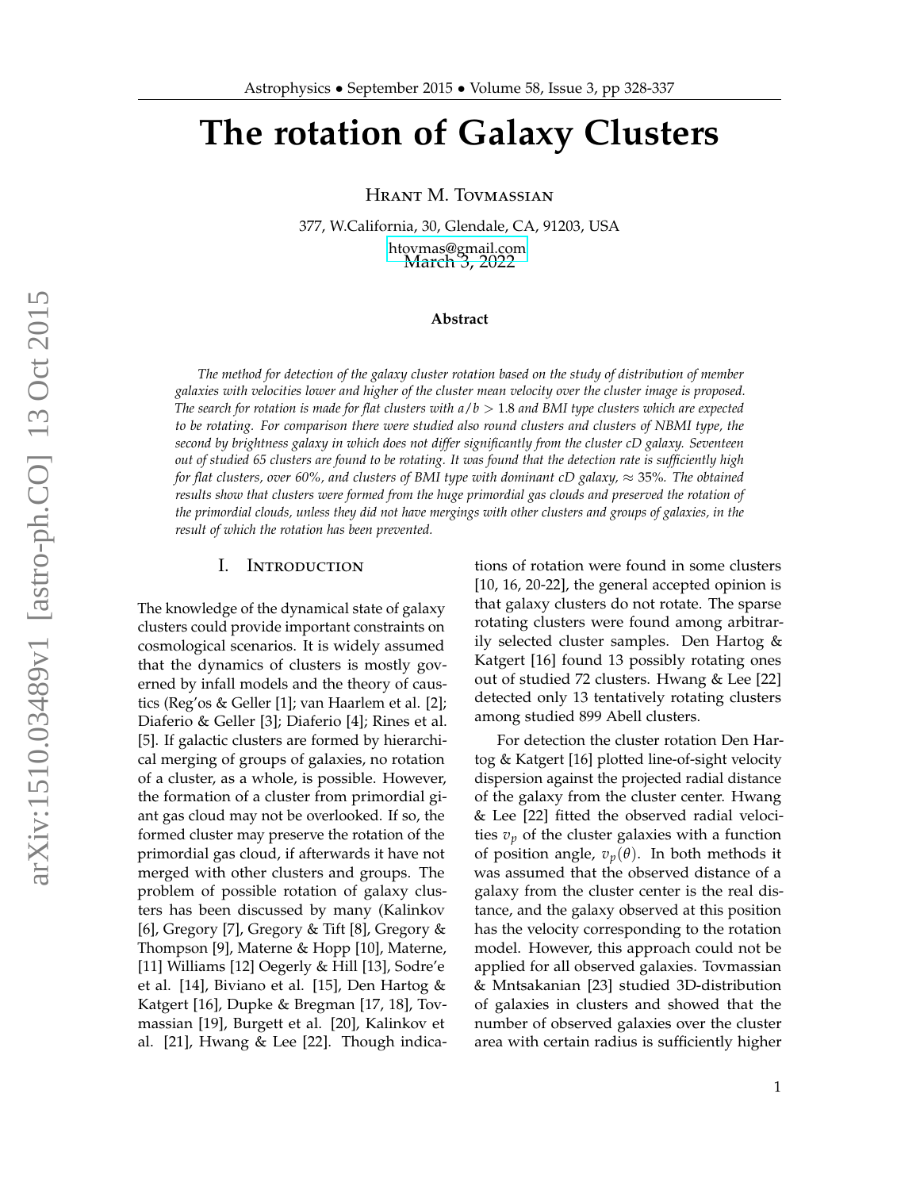# The rotation of Galaxy Clusters

Hrant M. Tovmassian

377, W.California, 30, Glendale, CA, 91203, USA

htovmas@gmail.com

March 3, 2022

**Abstract**

*The method for detection of the galaxy cluster rotation based on the study of distribution of member galaxies with velocities lower and higher of the cluster mean velocity over the cluster image is proposed. The search for rotation is made for flat clusters with $a/b > 1.8$ and BMI type clusters which are expected to be rotating. For comparison there were studied also round clusters and clusters of NBMI type, the second by brightness galaxy in which does not differ significantly from the cluster cD galaxy. Seventeen out of studied 65 clusters are found to be rotating. It was found that the detection rate is sufficiently high for flat clusters, over 60%, and clusters of BMI type with dominant cD galaxy, $\approx 35\%$. The obtained results show that clusters were formed from the huge primordial gas clouds and preserved the rotation of the primordial clouds, unless they did not have mergings with other clusters and groups of galaxies, in the result of which the rotation has been prevented.*

## I. Introduction

The knowledge of the dynamical state of galaxy clusters could provide important constraints on cosmological scenarios. It is widely assumed that the dynamics of clusters is mostly governed by infall models and the theory of caustics (Reg'os & Geller [1]; van Haarlem et al. [2]; Diaferio & Geller [3]; Diaferio [4]; Rines et al. [5]. If galactic clusters are formed by hierarchical merging of groups of galaxies, no rotation of a cluster, as a whole, is possible. However, the formation of a cluster from primordial giant gas cloud may not be overlooked. If so, the formed cluster may preserve the rotation of the primordial gas cloud, if afterwards it have not merged with other clusters and groups. The problem of possible rotation of galaxy clusters has been discussed by many (Kalinkov [6], Gregory [7], Gregory & Tift [8], Gregory & Thompson [9], Materne & Hopp [10], Materne, [11] Williams [12] Oegerly & Hill [13], Sodre'e et al. [14], Biviano et al. [15], Den Hartog & Katgert [16], Dupke & Bregman [17, 18], Tovmassian [19], Burgett et al. [20], Kalinkov et al. [21], Hwang & Lee [22]. Though indications of rotation were found in some clusters [10, 16, 20-22], the general accepted opinion is that galaxy clusters do not rotate. The sparse rotating clusters were found among arbitrarily selected cluster samples. Den Hartog & Katgert [16] found 13 possibly rotating ones out of studied 72 clusters. Hwang & Lee [22] detected only 13 tentatively rotating clusters among studied 899 Abell clusters.

For detection the cluster rotation Den Hartog & Katgert [16] plotted line-of-sight velocity dispersion against the projected radial distance of the galaxy from the cluster center. Hwang & Lee [22] fitted the observed radial velocities $v_p$ of the cluster galaxies with a function of position angle, $v_p(\theta)$. In both methods it was assumed that the observed distance of a galaxy from the cluster center is the real distance, and the galaxy observed at this position has the velocity corresponding to the rotation model. However, this approach could not be applied for all observed galaxies. Tovmassian & Mntsakanian [23] studied 3D-distribution of galaxies in clusters and showed that the number of observed galaxies over the cluster area with certain radius is sufficiently higher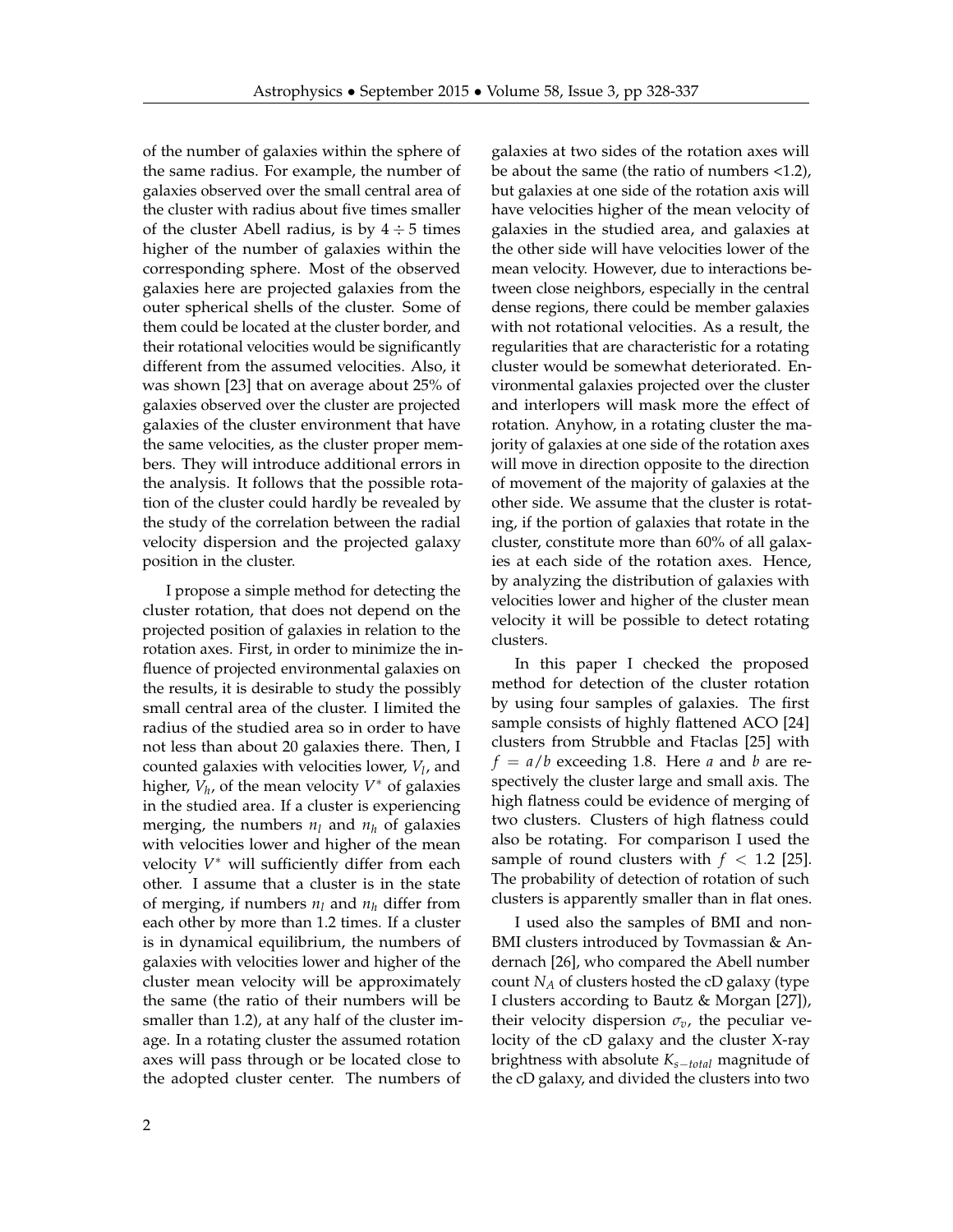of the number of galaxies within the sphere of the same radius. For example, the number of galaxies observed over the small central area of the cluster with radius about five times smaller of the cluster Abell radius, is by $4 \div 5$ times higher of the number of galaxies within the corresponding sphere. Most of the observed galaxies here are projected galaxies from the outer spherical shells of the cluster. Some of them could be located at the cluster border, and their rotational velocities would be significantly different from the assumed velocities. Also, it was shown [23] that on average about 25% of galaxies observed over the cluster are projected galaxies of the cluster environment that have the same velocities, as the cluster proper members. They will introduce additional errors in the analysis. It follows that the possible rotation of the cluster could hardly be revealed by the study of the correlation between the radial velocity dispersion and the projected galaxy position in the cluster.

I propose a simple method for detecting the cluster rotation, that does not depend on the projected position of galaxies in relation to the rotation axes. First, in order to minimize the influence of projected environmental galaxies on the results, it is desirable to study the possibly small central area of the cluster. I limited the radius of the studied area so in order to have not less than about 20 galaxies there. Then, I counted galaxies with velocities lower, $V_l$, and higher, $V_h$, of the mean velocity $V^*$ of galaxies in the studied area. If a cluster is experiencing merging, the numbers $n_l$ and $n_h$ of galaxies with velocities lower and higher of the mean velocity $V^*$ will sufficiently differ from each other. I assume that a cluster is in the state of merging, if numbers $n_l$ and $n_h$ differ from each other by more than 1.2 times. If a cluster is in dynamical equilibrium, the numbers of galaxies with velocities lower and higher of the cluster mean velocity will be approximately the same (the ratio of their numbers will be smaller than 1.2), at any half of the cluster image. In a rotating cluster the assumed rotation axes will pass through or be located close to the adopted cluster center. The numbers of galaxies at two sides of the rotation axes will be about the same (the ratio of numbers <1.2), but galaxies at one side of the rotation axis will have velocities higher of the mean velocity of galaxies in the studied area, and galaxies at the other side will have velocities lower of the mean velocity. However, due to interactions between close neighbors, especially in the central dense regions, there could be member galaxies with not rotational velocities. As a result, the regularities that are characteristic for a rotating cluster would be somewhat deteriorated. Environmental galaxies projected over the cluster and interlopers will mask more the effect of rotation. Anyhow, in a rotating cluster the majority of galaxies at one side of the rotation axes will move in direction opposite to the direction of movement of the majority of galaxies at the other side. We assume that the cluster is rotating, if the portion of galaxies that rotate in the cluster, constitute more than 60% of all galaxies at each side of the rotation axes. Hence, by analyzing the distribution of galaxies with velocities lower and higher of the cluster mean velocity it will be possible to detect rotating clusters.

In this paper I checked the proposed method for detection of the cluster rotation by using four samples of galaxies. The first sample consists of highly flattened ACO [24] clusters from Strubble and Ftaclas [25] with $f = a/b$ exceeding 1.8. Here $a$ and $b$ are respectively the cluster large and small axis. The high flatness could be evidence of merging of two clusters. Clusters of high flatness could also be rotating. For comparison I used the sample of round clusters with $f < 1.2$ [25]. The probability of detection of rotation of such clusters is apparently smaller than in flat ones.

I used also the samples of BMI and non-BMI clusters introduced by Tovmassian & Andernach [26], who compared the Abell number count $N_A$ of clusters hosted the cD galaxy (type I clusters according to Bautz & Morgan [27]), their velocity dispersion $\sigma_v$, the peculiar velocity of the cD galaxy and the cluster X-ray brightness with absolute $K_{s-total}$ magnitude of the cD galaxy, and divided the clusters into two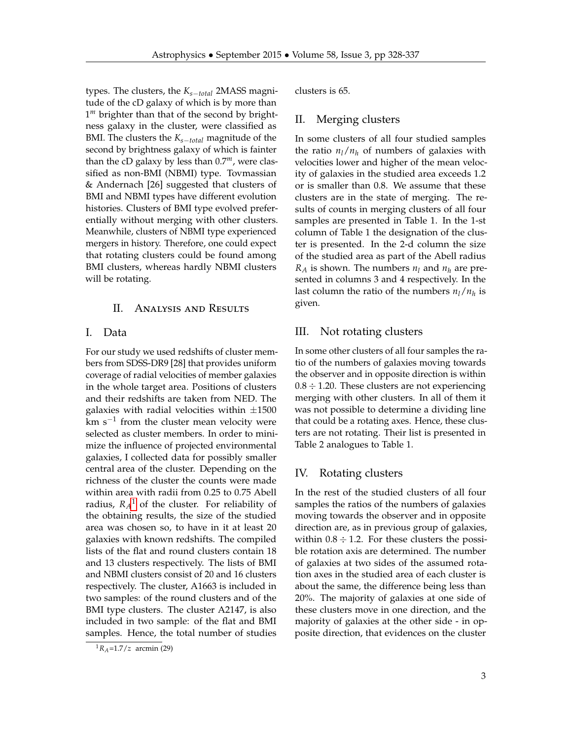types. The clusters, the $K_{s-total}$ 2MASS magnitude of the cD galaxy of which is by more than $1^m$ brighter than that of the second by brightness galaxy in the cluster, were classified as BMI. The clusters the $K_{s-total}$ magnitude of the second by brightness galaxy of which is fainter than the cD galaxy by less than $0.7^m$, were classified as non-BMI (NBMI) type. Tovmassian & Andernach [26] suggested that clusters of BMI and NBMI types have different evolution histories. Clusters of BMI type evolved preferentially without merging with other clusters. Meanwhile, clusters of NBMI type experienced mergers in history. Therefore, one could expect that rotating clusters could be found among BMI clusters, whereas hardly NBMI clusters will be rotating.

## II. Analysis and Results

### I. Data

For our study we used redshifts of cluster members from SDSS-DR9 [28] that provides uniform coverage of radial velocities of member galaxies in the whole target area. Positions of clusters and their redshifts are taken from NED. The galaxies with radial velocities within $\pm 1500$ km $s^{-1}$ from the cluster mean velocity were selected as cluster members. In order to minimize the influence of projected environmental galaxies, I collected data for possibly smaller central area of the cluster. Depending on the richness of the cluster the counts were made within area with radii from 0.25 to 0.75 Abell radius, $R_A$[1] of the cluster. For reliability of the obtaining results, the size of the studied area was chosen so, to have in it at least 20 galaxies with known redshifts. The compiled lists of the flat and round clusters contain 18 and 13 clusters respectively. The lists of BMI and NBMI clusters consist of 20 and 16 clusters respectively. The cluster, A1663 is included in two samples: of the round clusters and of the BMI type clusters. The cluster A2147, is also included in two sample: of the flat and BMI samples. Hence, the total number of studies clusters is 65.

[1] $R_A$=1.7/$z$ arcmin (29)

### II. Merging clusters

In some clusters of all four studied samples the ratio $n_l/n_h$ of numbers of galaxies with velocities lower and higher of the mean velocity of galaxies in the studied area exceeds 1.2 or is smaller than 0.8. We assume that these clusters are in the state of merging. The results of counts in merging clusters of all four samples are presented in Table 1. In the 1-st column of Table 1 the designation of the cluster is presented. In the 2-d column the size of the studied area as part of the Abell radius $R_A$ is shown. The numbers $n_l$ and $n_h$ are presented in columns 3 and 4 respectively. In the last column the ratio of the numbers $n_l/n_h$ is given.

### III. Not rotating clusters

In some other clusters of all four samples the ratio of the numbers of galaxies moving towards the observer and in opposite direction is within $0.8 \div 1.20$. These clusters are not experiencing merging with other clusters. In all of them it was not possible to determine a dividing line that could be a rotating axes. Hence, these clusters are not rotating. Their list is presented in Table 2 analogues to Table 1.

### IV. Rotating clusters

In the rest of the studied clusters of all four samples the ratios of the numbers of galaxies moving towards the observer and in opposite direction are, as in previous group of galaxies, within $0.8 \div 1.2$. For these clusters the possible rotation axis are determined. The number of galaxies at two sides of the assumed rotation axes in the studied area of each cluster is about the same, the difference being less than 20%. The majority of galaxies at one side of these clusters move in one direction, and the majority of galaxies at the other side - in opposite direction, that evidences on the cluster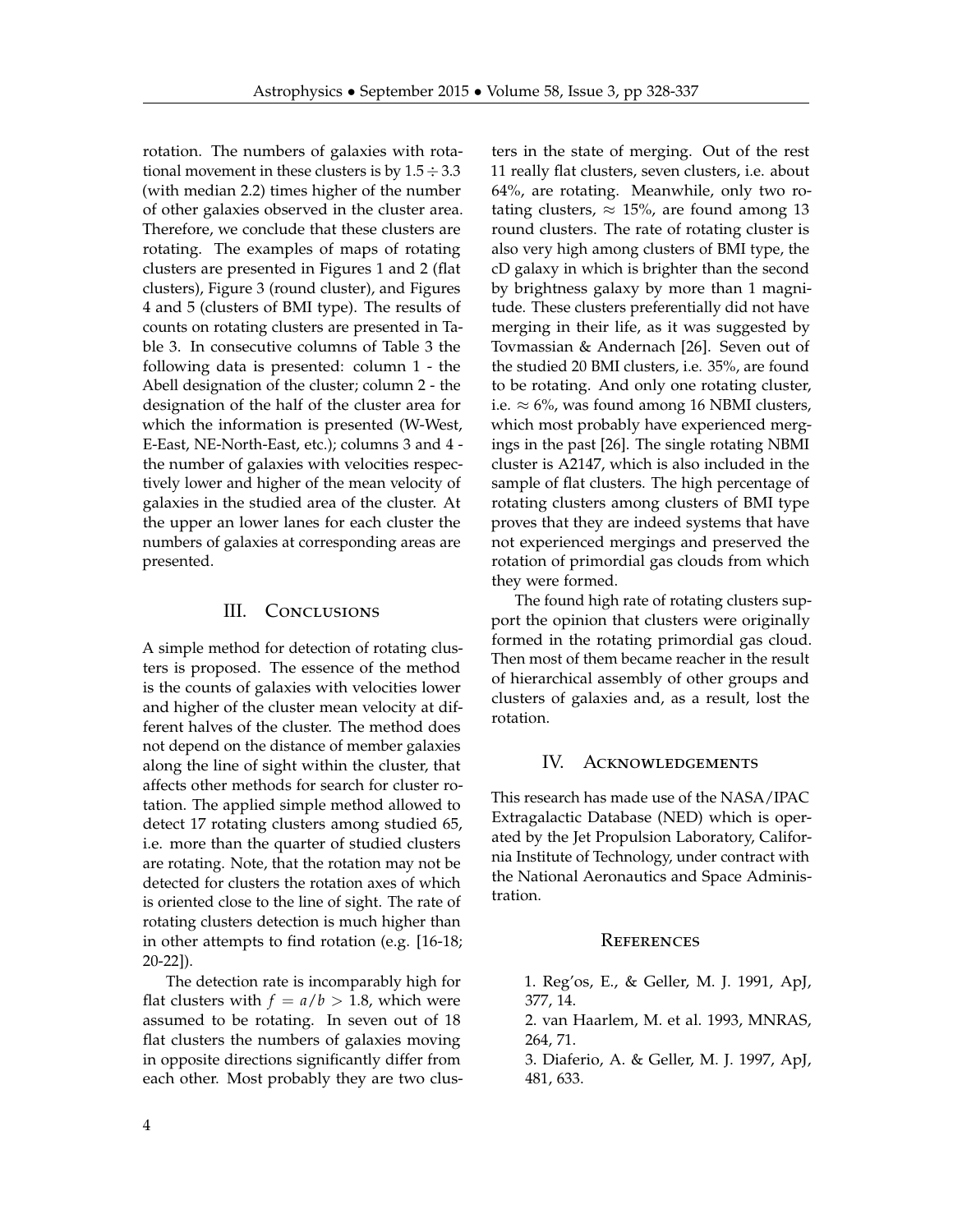rotation. The numbers of galaxies with rotational movement in these clusters is by $1.5 \div 3.3$ (with median 2.2) times higher of the number of other galaxies observed in the cluster area. Therefore, we conclude that these clusters are rotating. The examples of maps of rotating clusters are presented in Figures 1 and 2 (flat clusters), Figure 3 (round cluster), and Figures 4 and 5 (clusters of BMI type). The results of counts on rotating clusters are presented in Table 3. In consecutive columns of Table 3 the following data is presented: column 1 - the Abell designation of the cluster; column 2 - the designation of the half of the cluster area for which the information is presented (W-West, E-East, NE-North-East, etc.); columns 3 and 4 - the number of galaxies with velocities respectively lower and higher of the mean velocity of galaxies in the studied area of the cluster. At the upper an lower lanes for each cluster the numbers of galaxies at corresponding areas are presented.

## III. Conclusions

A simple method for detection of rotating clusters is proposed. The essence of the method is the counts of galaxies with velocities lower and higher of the cluster mean velocity at different halves of the cluster. The method does not depend on the distance of member galaxies along the line of sight within the cluster, that affects other methods for search for cluster rotation. The applied simple method allowed to detect 17 rotating clusters among studied 65, i.e. more than the quarter of studied clusters are rotating. Note, that the rotation may not be detected for clusters the rotation axes of which is oriented close to the line of sight. The rate of rotating clusters detection is much higher than in other attempts to find rotation (e.g. [16-18; 20-22]).

The detection rate is incomparably high for flat clusters with $f = a/b > 1.8$, which were assumed to be rotating. In seven out of 18 flat clusters the numbers of galaxies moving in opposite directions significantly differ from each other. Most probably they are two clusters in the state of merging. Out of the rest 11 really flat clusters, seven clusters, i.e. about 64%, are rotating. Meanwhile, only two rotating clusters, $\approx$ 15%, are found among 13 round clusters. The rate of rotating cluster is also very high among clusters of BMI type, the cD galaxy in which is brighter than the second by brightness galaxy by more than 1 magnitude. These clusters preferentially did not have merging in their life, as it was suggested by Tovmassian & Andernach [26]. Seven out of the studied 20 BMI clusters, i.e. 35%, are found to be rotating. And only one rotating cluster, i.e. $\approx$ 6%, was found among 16 NBMI clusters, which most probably have experienced mergings in the past [26]. The single rotating NBMI cluster is A2147, which is also included in the sample of flat clusters. The high percentage of rotating clusters among clusters of BMI type proves that they are indeed systems that have not experienced mergings and preserved the rotation of primordial gas clouds from which they were formed.

The found high rate of rotating clusters support the opinion that clusters were originally formed in the rotating primordial gas cloud. Then most of them became reacher in the result of hierarchical assembly of other groups and clusters of galaxies and, as a result, lost the rotation.

## IV. Acknowledgements

This research has made use of the NASA/IPAC Extragalactic Database (NED) which is operated by the Jet Propulsion Laboratory, California Institute of Technology, under contract with the National Aeronautics and Space Administration.

## References

1. Reg'os, E., & Geller, M. J. 1991, ApJ, 377, 14.

2. van Haarlem, M. et al. 1993, MNRAS, 264, 71.

3. Diaferio, A. & Geller, M. J. 1997, ApJ, 481, 633.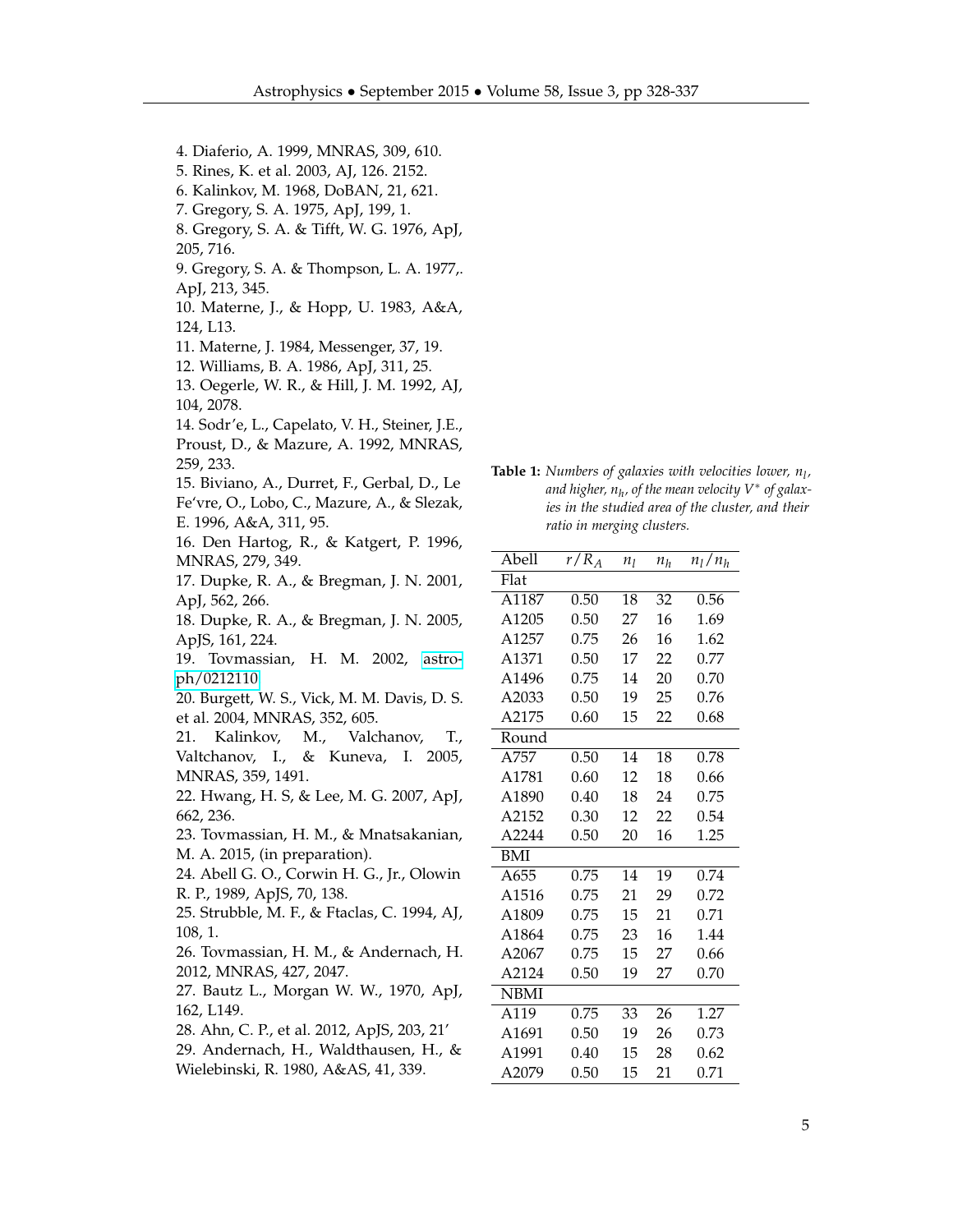4. Diaferio, A. 1999, MNRAS, 309, 610.
5. Rines, K. et al. 2003, AJ, 126. 2152.
6. Kalinkov, M. 1968, DoBAN, 21, 621.
7. Gregory, S. A. 1975, ApJ, 199, 1.
8. Gregory, S. A. & Tifft, W. G. 1976, ApJ, 205, 716.
9. Gregory, S. A. & Thompson, L. A. 1977,. ApJ, 213, 345.
10. Materne, J., & Hopp, U. 1983, A&A, 124, L13.
11. Materne, J. 1984, Messenger, 37, 19.
12. Williams, B. A. 1986, ApJ, 311, 25.
13. Oegerle, W. R., & Hill, J. M. 1992, AJ, 104, 2078.
14. Sodr'e, L., Capelato, V. H., Steiner, J.E., Proust, D., & Mazure, A. 1992, MNRAS, 259, 233.
15. Biviano, A., Durret, F., Gerbal, D., Le Fe'vre, O., Lobo, C., Mazure, A., & Slezak, E. 1996, A&A, 311, 95.
16. Den Hartog, R., & Katgert, P. 1996, MNRAS, 279, 349.
17. Dupke, R. A., & Bregman, J. N. 2001, ApJ, 562, 266.
18. Dupke, R. A., & Bregman, J. N. 2005, ApJS, 161, 224.
19. Tovmassian, H. M. 2002, astro-ph/0212110
20. Burgett, W. S., Vick, M. M. Davis, D. S. et al. 2004, MNRAS, 352, 605.
21. Kalinkov, M., Valchanov, T., Valtchanov, I., & Kuneva, I. 2005, MNRAS, 359, 1491.
22. Hwang, H. S, & Lee, M. G. 2007, ApJ, 662, 236.
23. Tovmassian, H. M., & Mnatsakanian, M. A. 2015, (in preparation).
24. Abell G. O., Corwin H. G., Jr., Olowin R. P., 1989, ApJS, 70, 138.
25. Strubble, M. F., & Ftaclas, C. 1994, AJ, 108, 1.
26. Tovmassian, H. M., & Andernach, H. 2012, MNRAS, 427, 2047.
27. Bautz L., Morgan W. W., 1970, ApJ, 162, L149.
28. Ahn, C. P., et al. 2012, ApJS, 203, 21'
29. Andernach, H., Waldthausen, H., & Wielebinski, R. 1980, A&AS, 41, 339.

**Table 1:** *Numbers of galaxies with velocities lower, $n_l$, and higher, $n_h$, of the mean velocity $V^*$ of galaxies in the studied area of the cluster, and their ratio in merging clusters.*

| Abell | $r/R_A$ | $n_l$ | $n_h$ | $n_l/n_h$ |
|---|---|---|---|---|
| Flat | | | | |
| A1187 | 0.50 | 18 | 32 | 0.56 |
| A1205 | 0.50 | 27 | 16 | 1.69 |
| A1257 | 0.75 | 26 | 16 | 1.62 |
| A1371 | 0.50 | 17 | 22 | 0.77 |
| A1496 | 0.75 | 14 | 20 | 0.70 |
| A2033 | 0.50 | 19 | 25 | 0.76 |
| A2175 | 0.60 | 15 | 22 | 0.68 |
| Round | | | | |
| A757 | 0.50 | 14 | 18 | 0.78 |
| A1781 | 0.60 | 12 | 18 | 0.66 |
| A1890 | 0.40 | 18 | 24 | 0.75 |
| A2152 | 0.30 | 12 | 22 | 0.54 |
| A2244 | 0.50 | 20 | 16 | 1.25 |
| BMI | | | | |
| A655 | 0.75 | 14 | 19 | 0.74 |
| A1516 | 0.75 | 21 | 29 | 0.72 |
| A1809 | 0.75 | 15 | 21 | 0.71 |
| A1864 | 0.75 | 23 | 16 | 1.44 |
| A2067 | 0.75 | 15 | 27 | 0.66 |
| A2124 | 0.50 | 19 | 27 | 0.70 |
| NBMI | | | | |
| A119 | 0.75 | 33 | 26 | 1.27 |
| A1691 | 0.50 | 19 | 26 | 0.73 |
| A1991 | 0.40 | 15 | 28 | 0.62 |
| A2079 | 0.50 | 15 | 21 | 0.71 |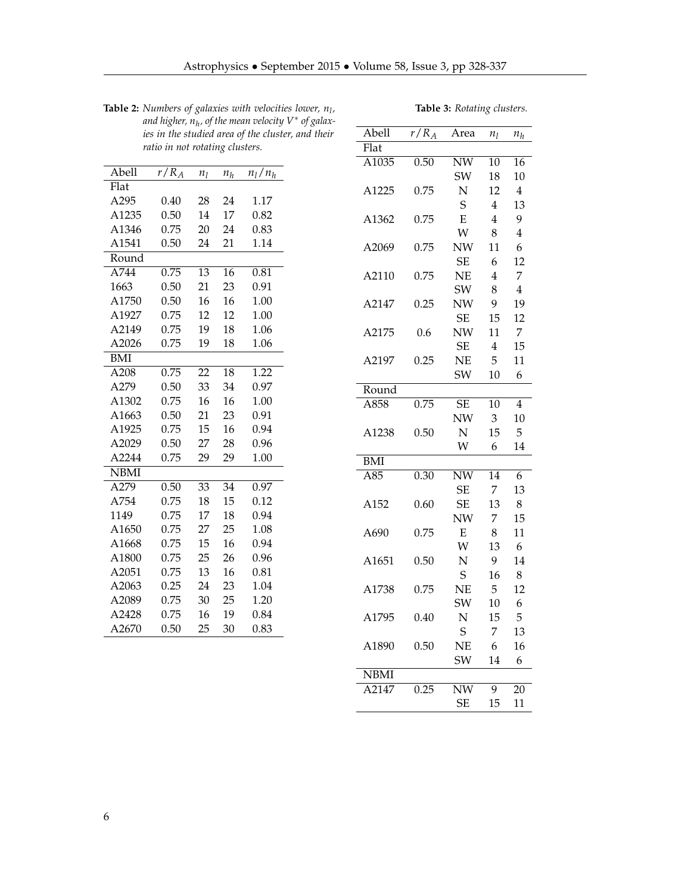**Table 2:** *Numbers of galaxies with velocities lower, $n_l$, and higher, $n_h$, of the mean velocity $V^*$ of galaxies in the studied area of the cluster, and their ratio in not rotating clusters.*

| Abell | $r/R_A$ | $n_l$ | $n_h$ | $n_l/n_h$ |
|---|---|---|---|---|
| Flat | | | | |
| A295 | 0.40 | 28 | 24 | 1.17 |
| A1235 | 0.50 | 14 | 17 | 0.82 |
| A1346 | 0.75 | 20 | 24 | 0.83 |
| A1541 | 0.50 | 24 | 21 | 1.14 |
| Round | | | | |
| A744 | 0.75 | 13 | 16 | 0.81 |
| 1663 | 0.50 | 21 | 23 | 0.91 |
| A1750 | 0.50 | 16 | 16 | 1.00 |
| A1927 | 0.75 | 12 | 12 | 1.00 |
| A2149 | 0.75 | 19 | 18 | 1.06 |
| A2026 | 0.75 | 19 | 18 | 1.06 |
| BMI | | | | |
| A208 | 0.75 | 22 | 18 | 1.22 |
| A279 | 0.50 | 33 | 34 | 0.97 |
| A1302 | 0.75 | 16 | 16 | 1.00 |
| A1663 | 0.50 | 21 | 23 | 0.91 |
| A1925 | 0.75 | 15 | 16 | 0.94 |
| A2029 | 0.50 | 27 | 28 | 0.96 |
| A2244 | 0.75 | 29 | 29 | 1.00 |
| NBMI | | | | |
| A279 | 0.50 | 33 | 34 | 0.97 |
| A754 | 0.75 | 18 | 15 | 0.12 |
| 1149 | 0.75 | 17 | 18 | 0.94 |
| A1650 | 0.75 | 27 | 25 | 1.08 |
| A1668 | 0.75 | 15 | 16 | 0.94 |
| A1800 | 0.75 | 25 | 26 | 0.96 |
| A2051 | 0.75 | 13 | 16 | 0.81 |
| A2063 | 0.25 | 24 | 23 | 1.04 |
| A2089 | 0.75 | 30 | 25 | 1.20 |
| A2428 | 0.75 | 16 | 19 | 0.84 |
| A2670 | 0.50 | 25 | 30 | 0.83 |

**Table 3:** *Rotating clusters.*

| Abell | $r/R_A$ | Area | $n_l$ | $n_h$ |
|---|---|---|---|---|
| Flat | | | | |
| A1035 | 0.50 | NW | 10 | 16 |
| | | SW | 18 | 10 |
| A1225 | 0.75 | N | 12 | 4 |
| | | S | 4 | 13 |
| A1362 | 0.75 | E | 4 | 9 |
| | | W | 8 | 4 |
| A2069 | 0.75 | NW | 11 | 6 |
| | | SE | 6 | 12 |
| A2110 | 0.75 | NE | 4 | 7 |
| | | SW | 8 | 4 |
| A2147 | 0.25 | NW | 9 | 19 |
| | | SE | 15 | 12 |
| A2175 | 0.6 | NW | 11 | 7 |
| | | SE | 4 | 15 |
| A2197 | 0.25 | NE | 5 | 11 |
| | | SW | 10 | 6 |
| Round | | | | |
| A858 | 0.75 | SE | 10 | 4 |
| | | NW | 3 | 10 |
| A1238 | 0.50 | N | 15 | 5 |
| | | W | 6 | 14 |
| BMI | | | | |
| A85 | 0.30 | NW | 14 | 6 |
| | | SE | 7 | 13 |
| A152 | 0.60 | SE | 13 | 8 |
| | | NW | 7 | 15 |
| A690 | 0.75 | E | 8 | 11 |
| | | W | 13 | 6 |
| A1651 | 0.50 | N | 9 | 14 |
| | | S | 16 | 8 |
| A1738 | 0.75 | NE | 5 | 12 |
| | | SW | 10 | 6 |
| A1795 | 0.40 | N | 15 | 5 |
| | | S | 7 | 13 |
| A1890 | 0.50 | NE | 6 | 16 |
| | | SW | 14 | 6 |
| NBMI | | | | |
| A2147 | 0.25 | NW | 9 | 20 |
| | | SE | 15 | 11 |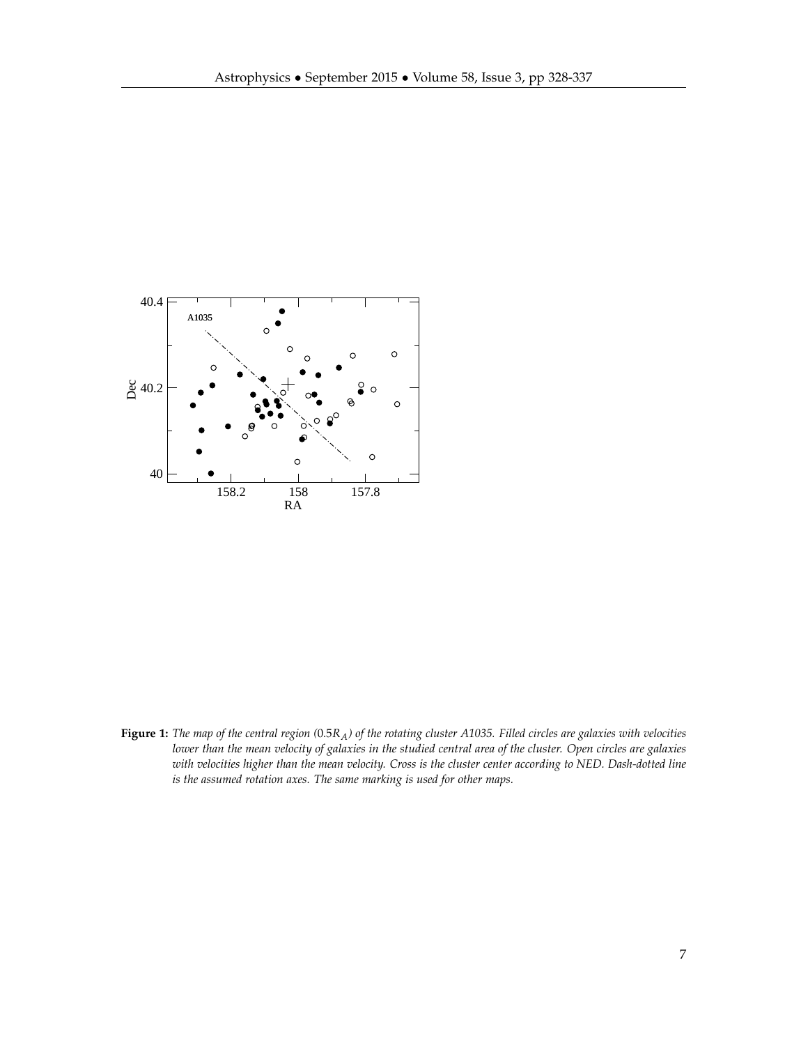**Figure 1:** *The map of the central region ($0.5R_A$) of the rotating cluster A1035. Filled circles are galaxies with velocities lower than the mean velocity of galaxies in the studied central area of the cluster. Open circles are galaxies with velocities higher than the mean velocity. Cross is the cluster center according to NED. Dash-dotted line is the assumed rotation axes. The same marking is used for other maps.*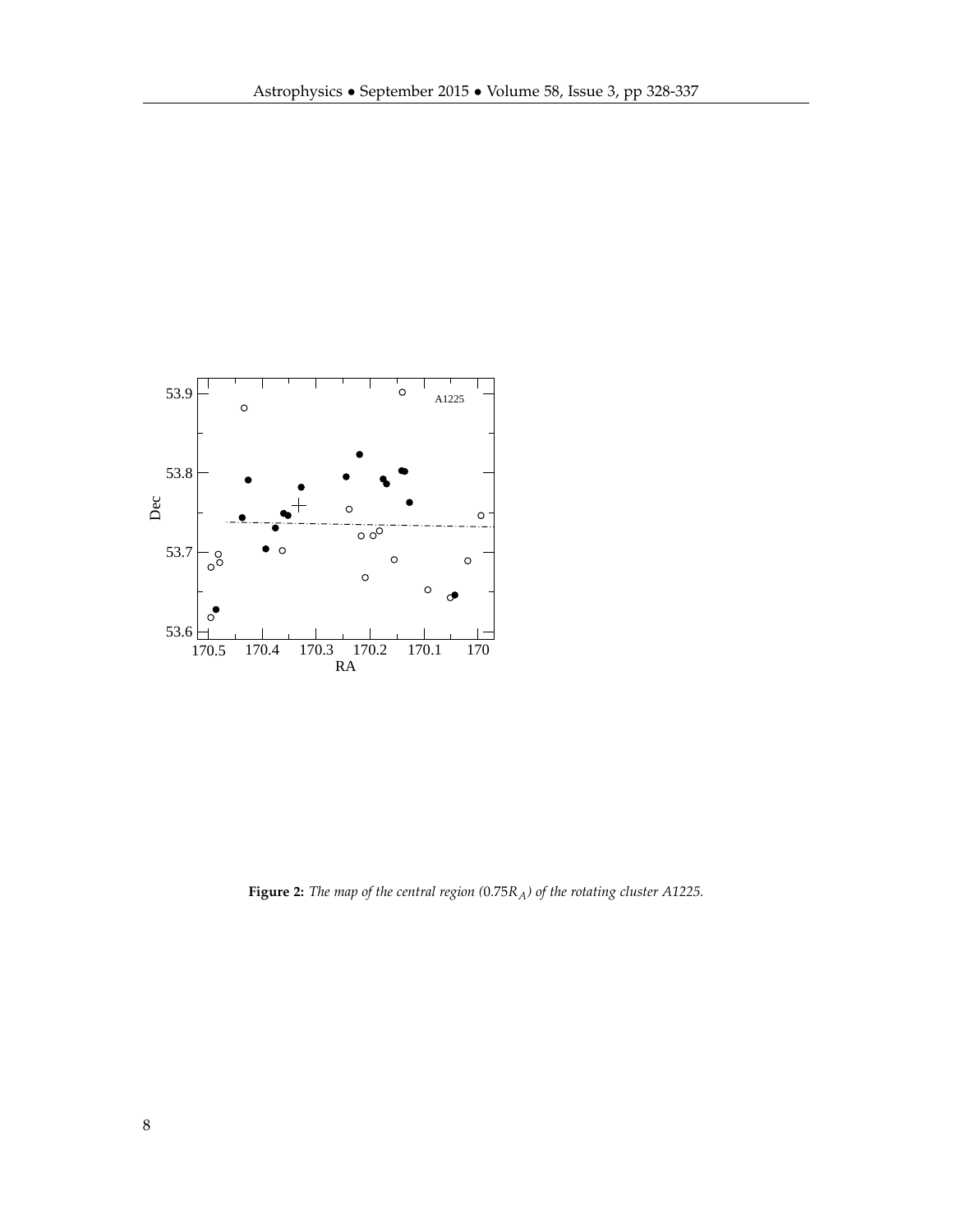**Figure 2:** *The map of the central region ($0.75R_A$) of the rotating cluster A1225.*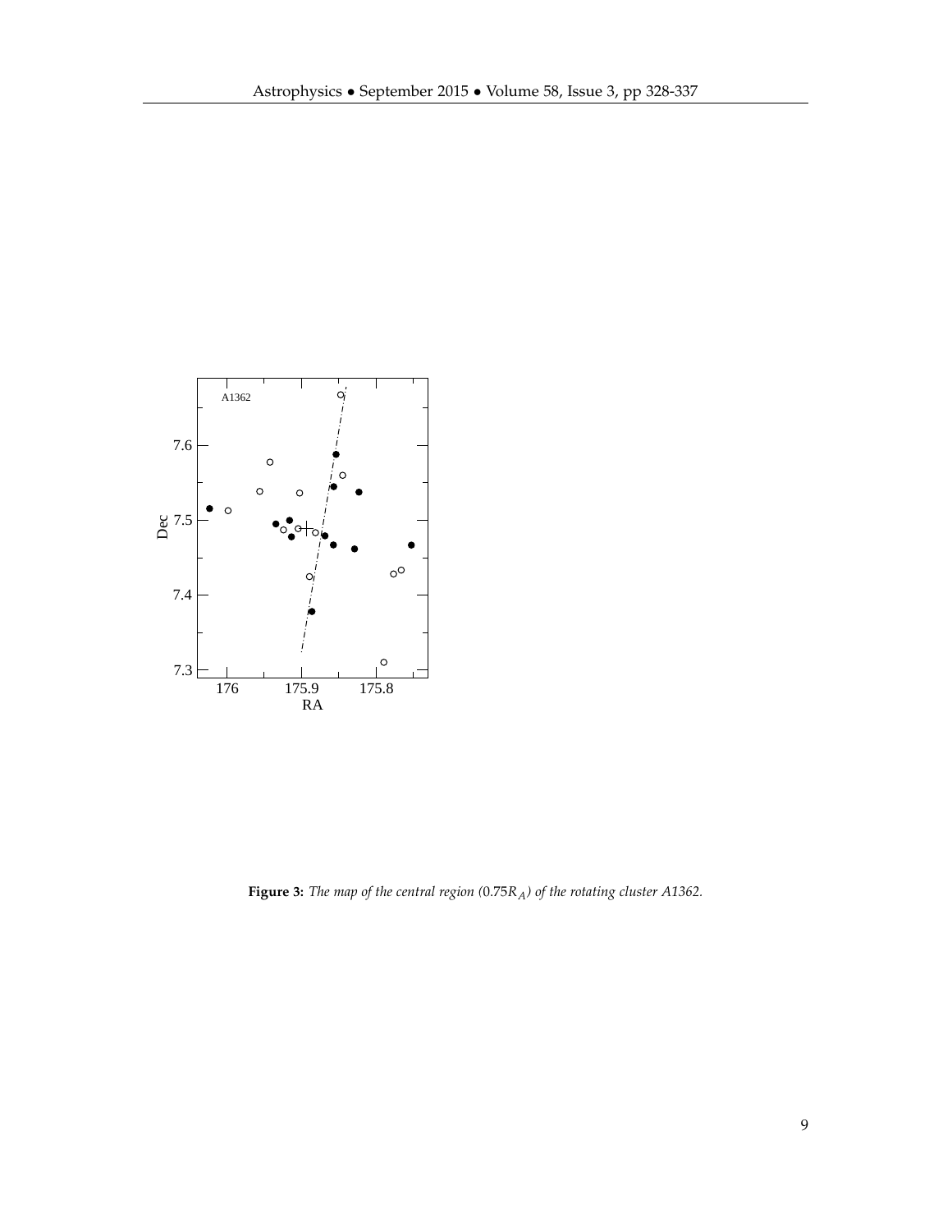**Figure 3:** *The map of the central region ($0.75R_A$) of the rotating cluster A1362.*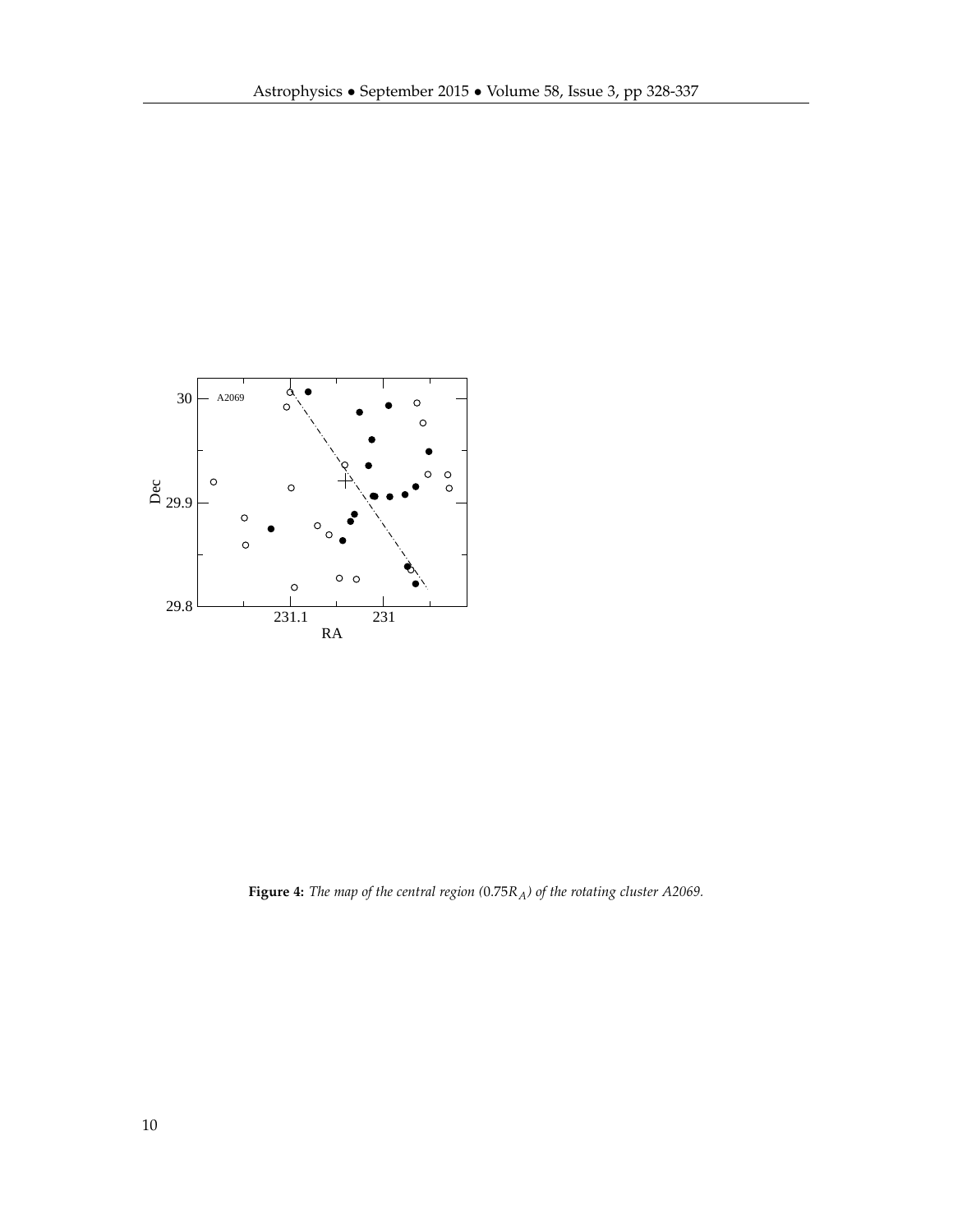**Figure 4:** *The map of the central region ($0.75R_A$) of the rotating cluster A2069.*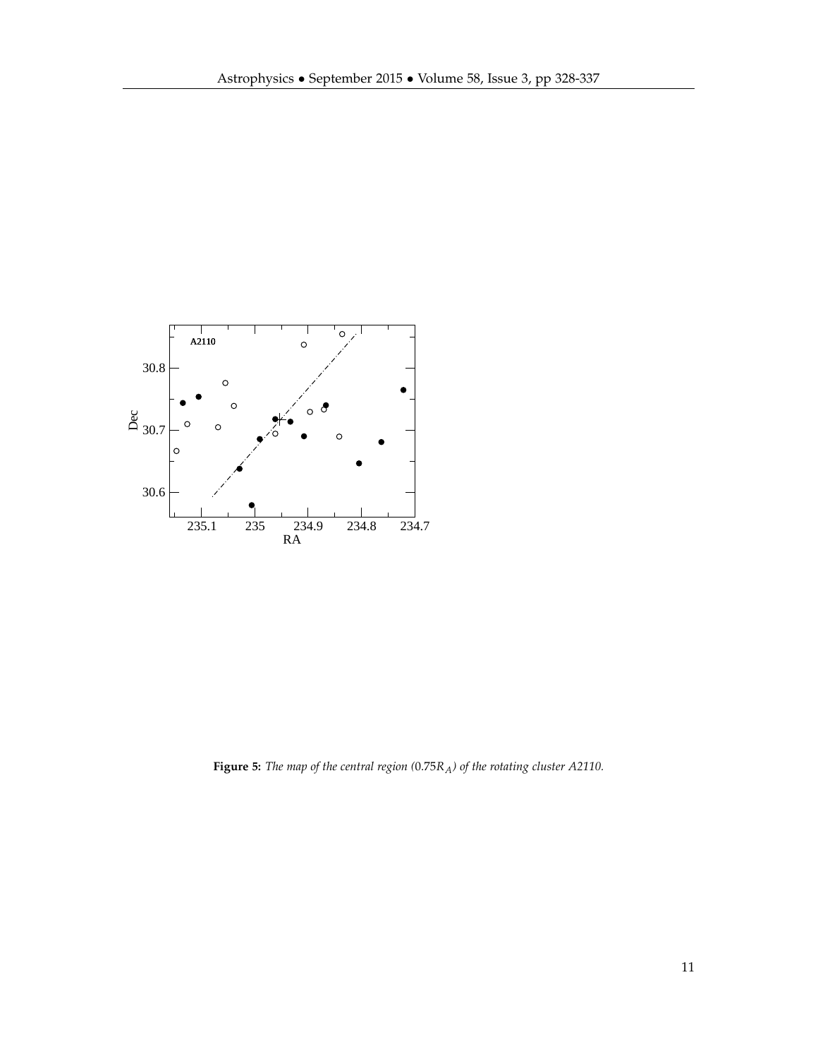**Figure 5:** *The map of the central region ($0.75R_A$) of the rotating cluster A2110.*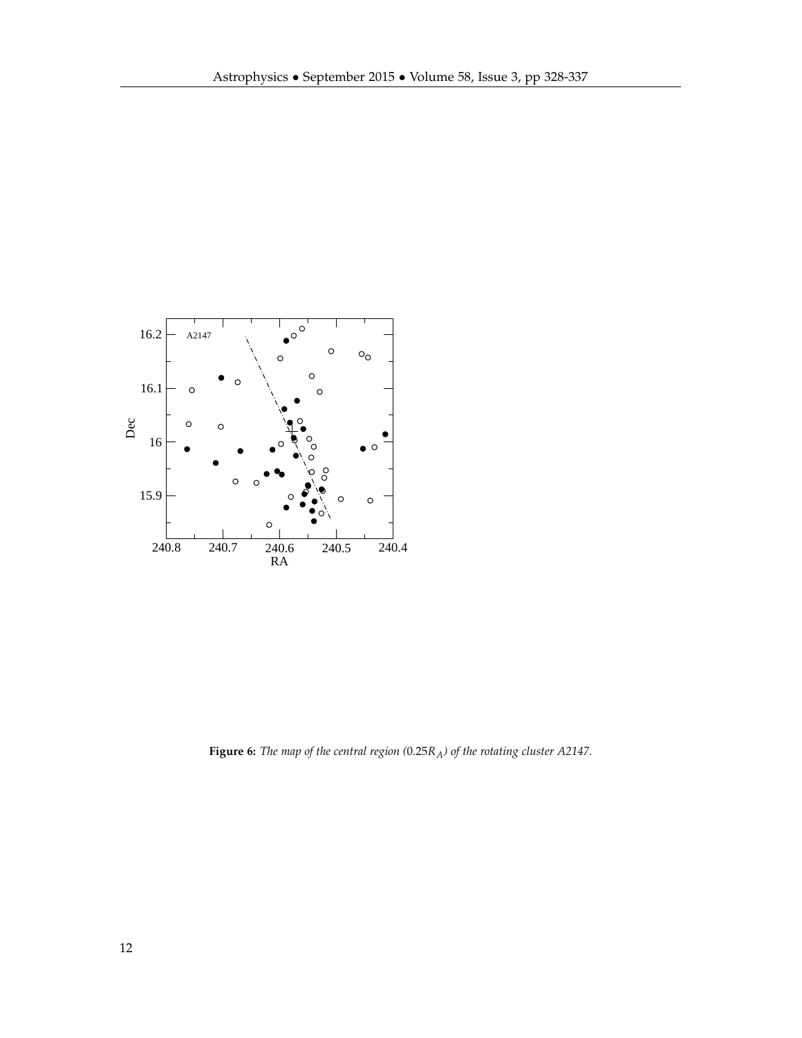**Figure 6:** *The map of the central region ($0.25R_A$) of the rotating cluster A2147.*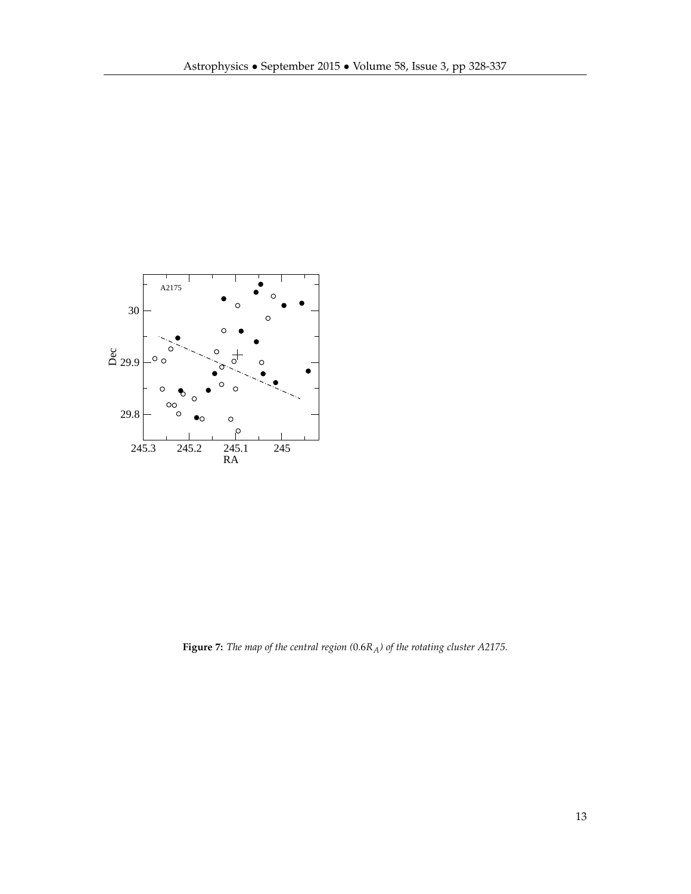**Figure 7:** *The map of the central region ($0.6R_A$) of the rotating cluster A2175.*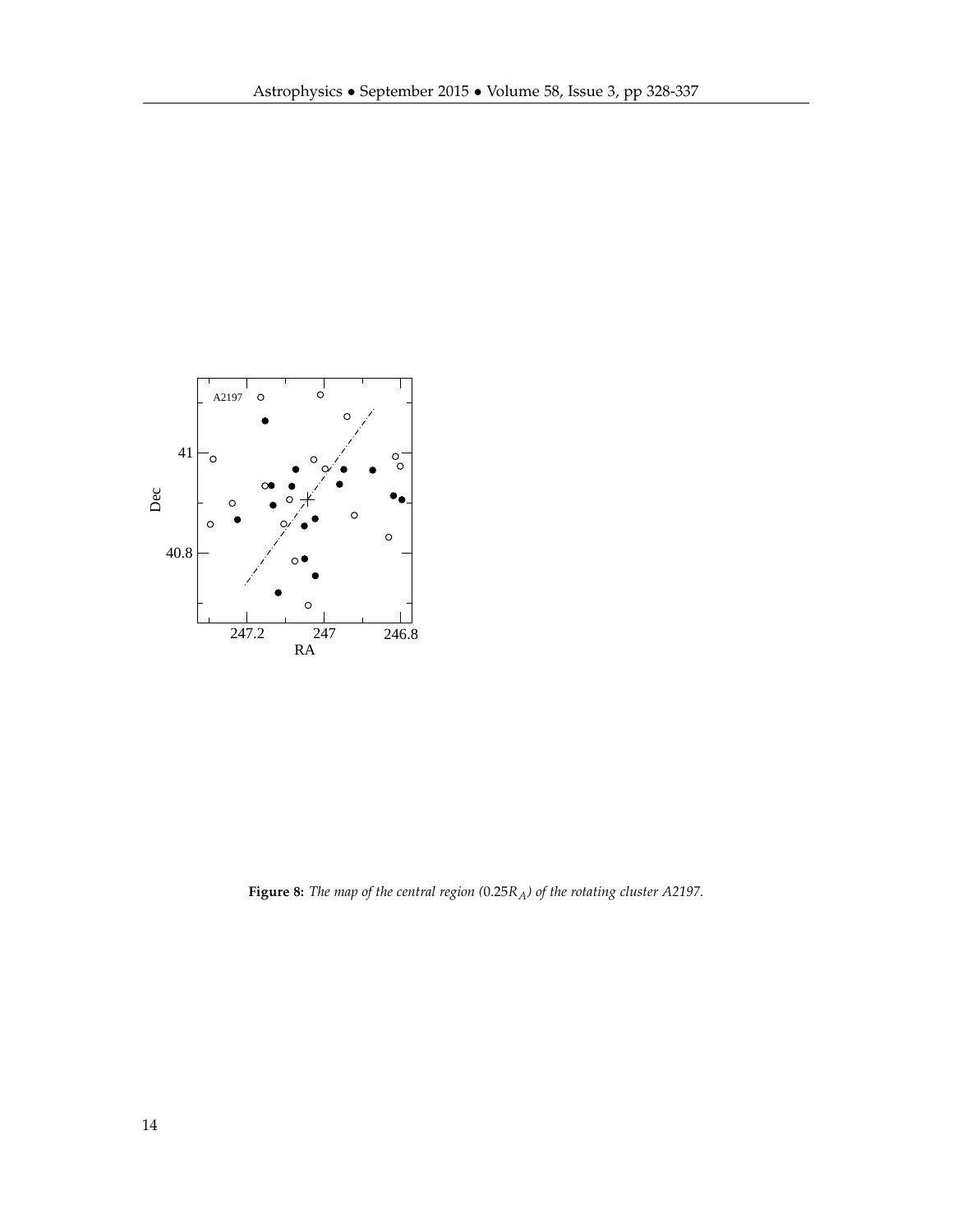**Figure 8:** *The map of the central region ($0.25R_A$) of the rotating cluster A2197.*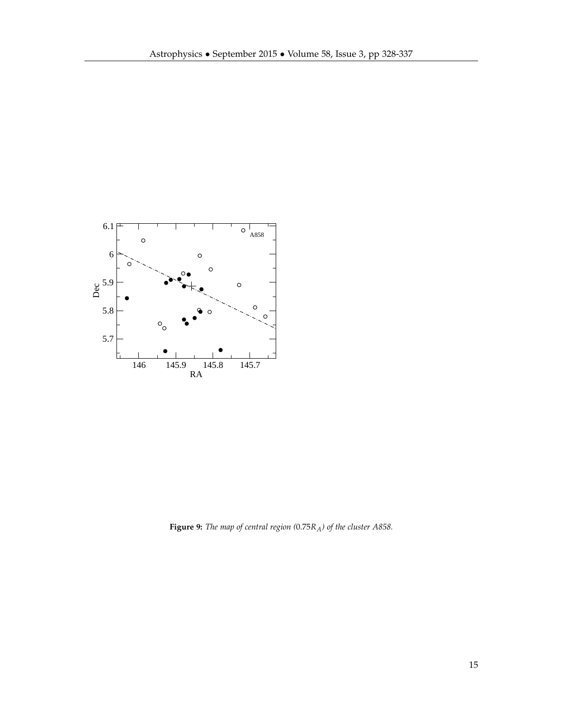**Figure 9:** *The map of central region ($0.75R_A$) of the cluster A858.*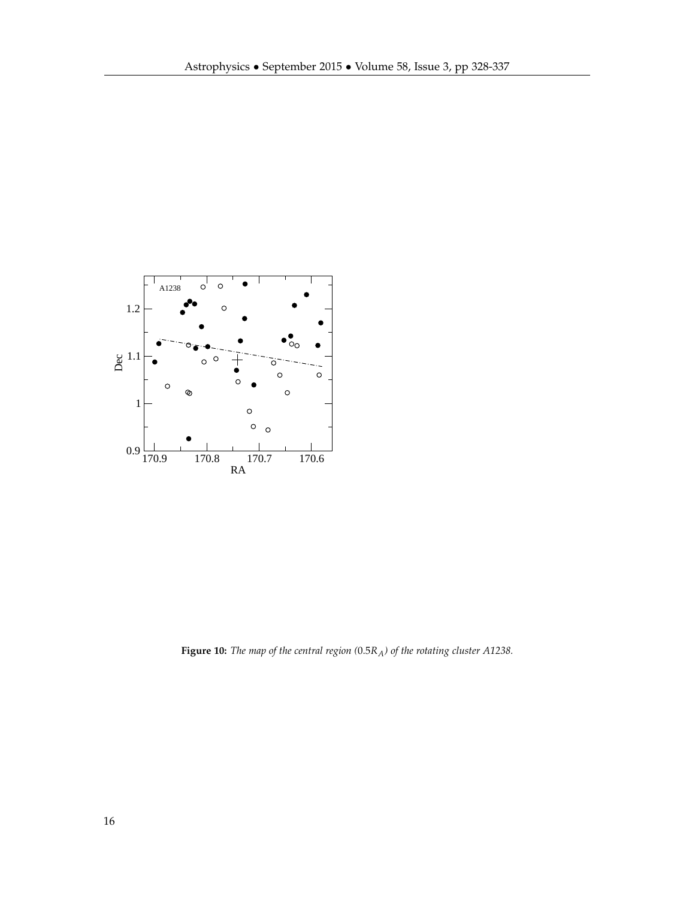**Figure 10:** *The map of the central region ($0.5R_A$) of the rotating cluster A1238.*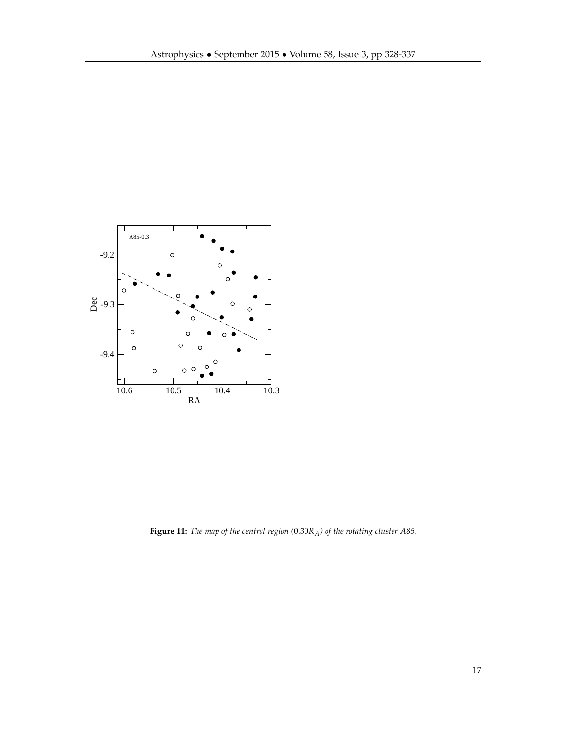**Figure 11:** *The map of the central region ($0.30R_A$) of the rotating cluster A85.*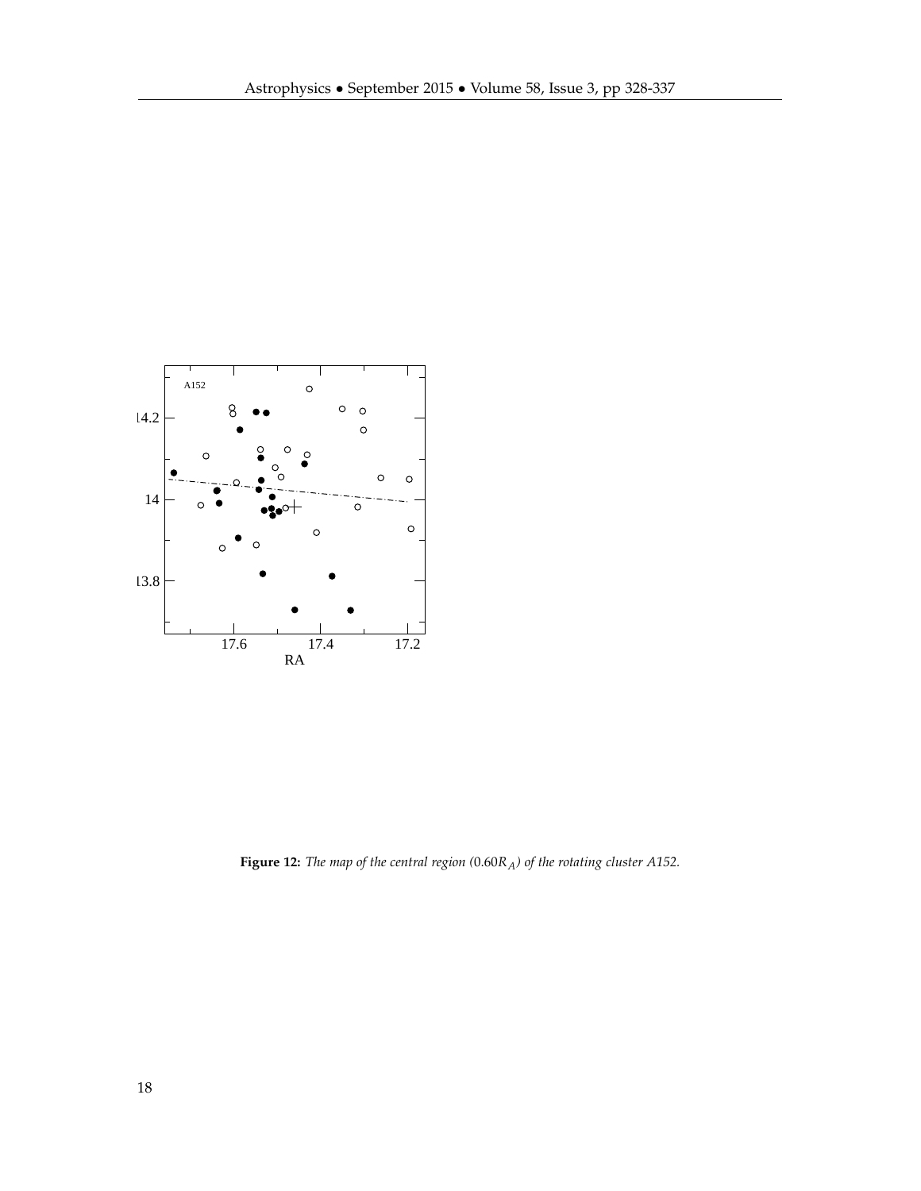**Figure 12:** *The map of the central region ($0.60R_A$) of the rotating cluster A152.*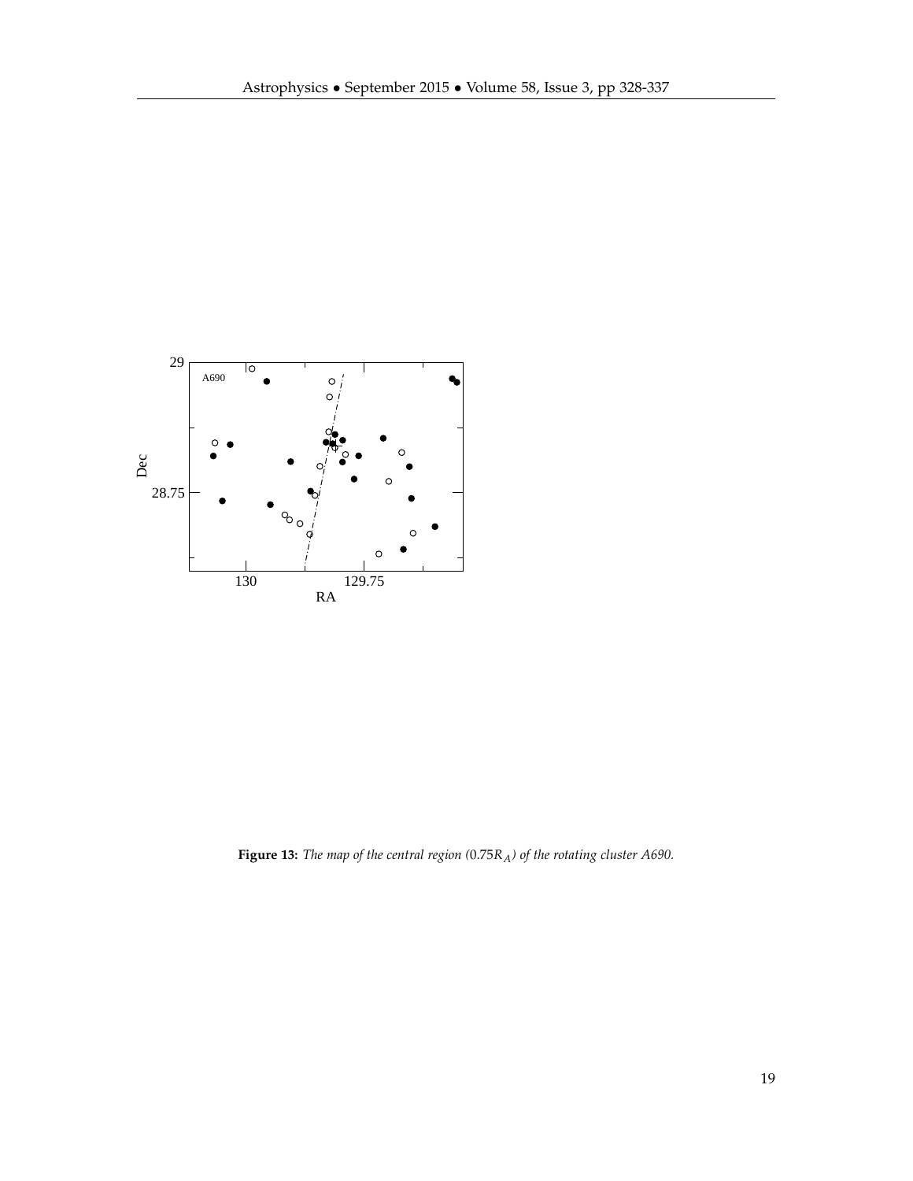**Figure 13:** *The map of the central region ($0.75R_A$) of the rotating cluster A690.*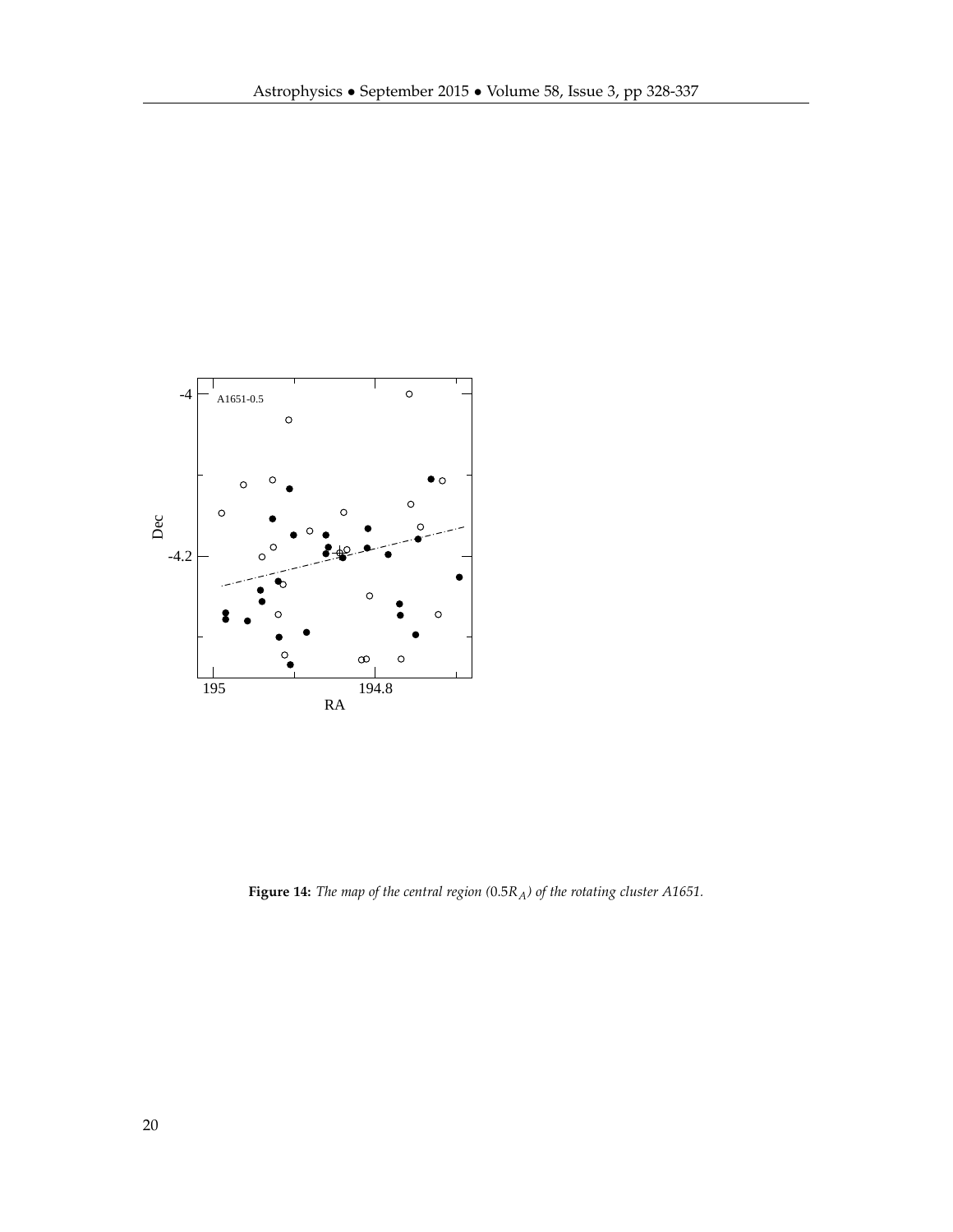**Figure 14:** *The map of the central region ($0.5R_A$) of the rotating cluster A1651.*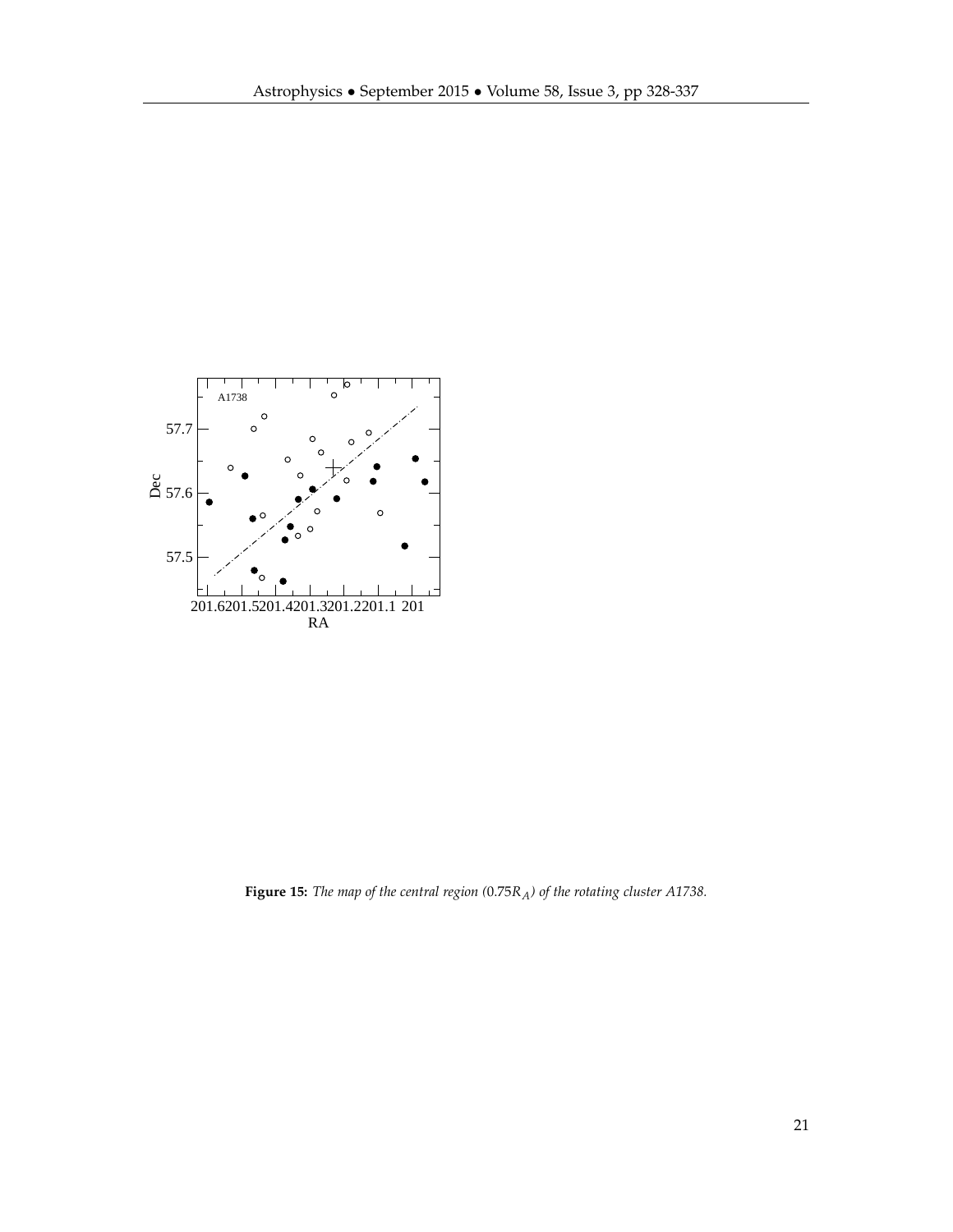**Figure 15:** *The map of the central region ($0.75R_A$) of the rotating cluster A1738.*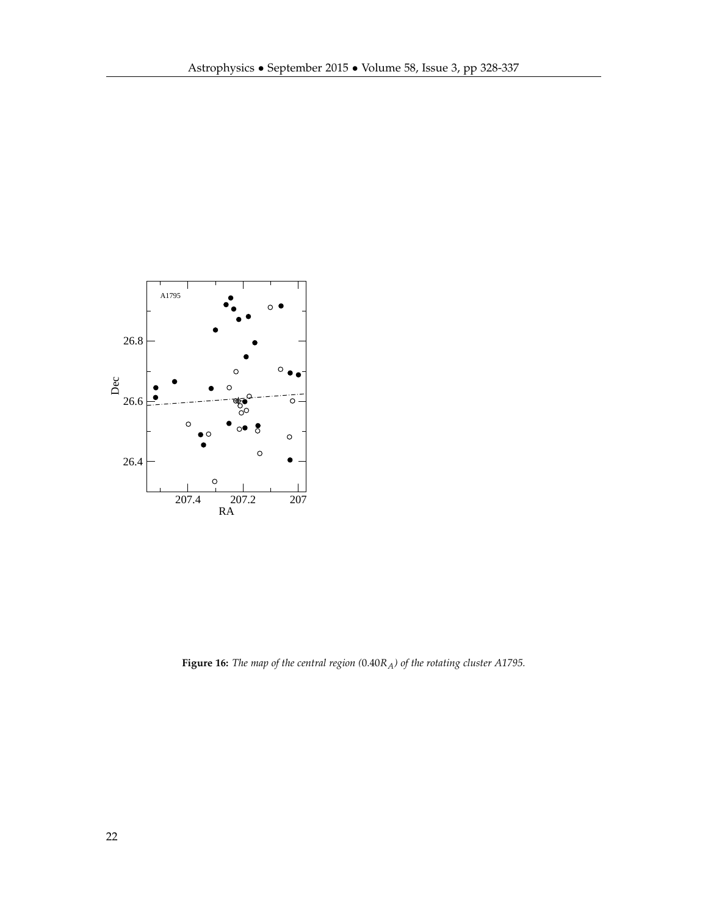**Figure 16:** *The map of the central region ($0.40R_A$) of the rotating cluster A1795.*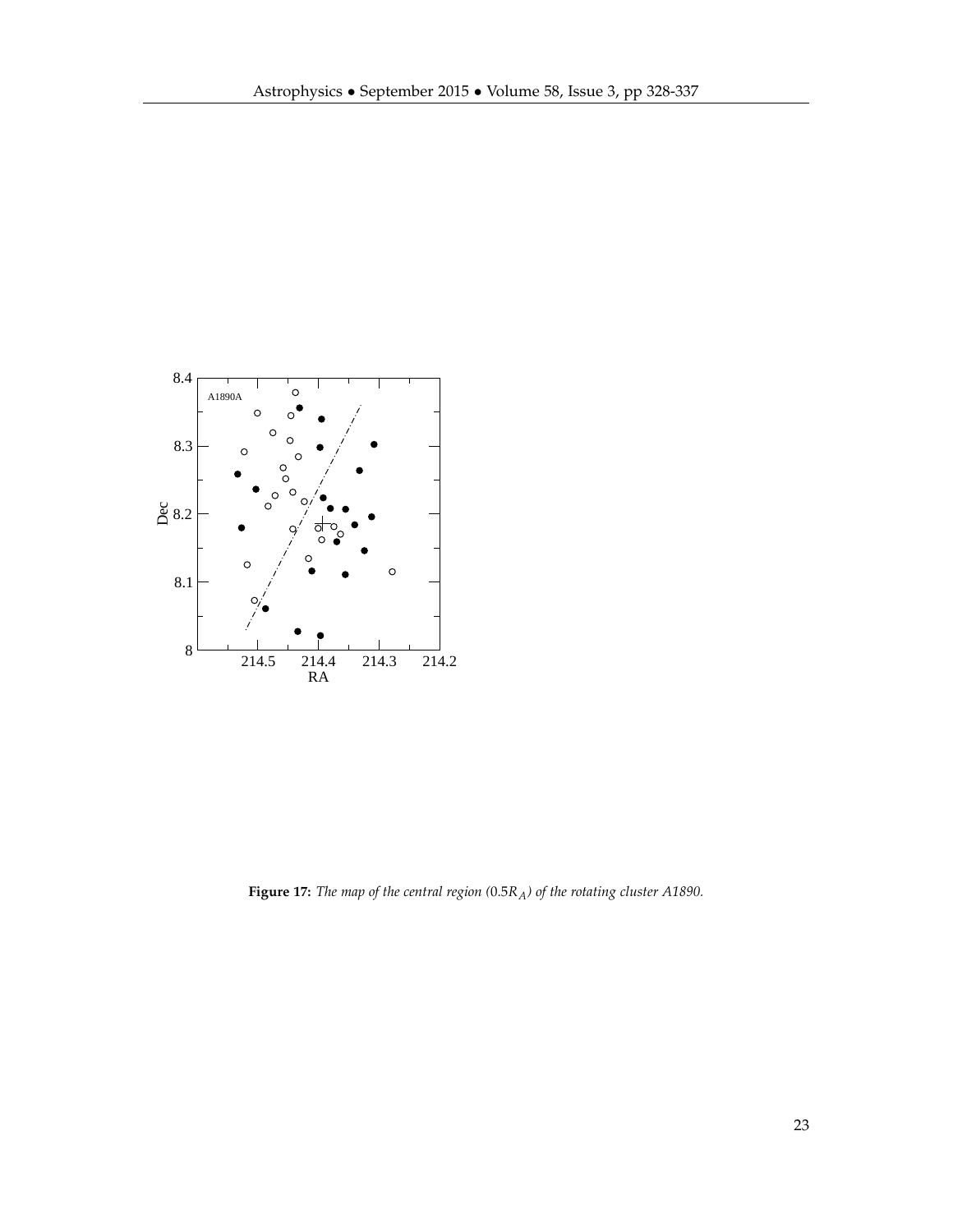A1890A

8.4

8.3

8.2

8.1

8

Dec

214.5

214.4

214.3

214.2

RA

**Figure 17:** *The map of the central region ($0.5R_A$) of the rotating cluster A1890.*